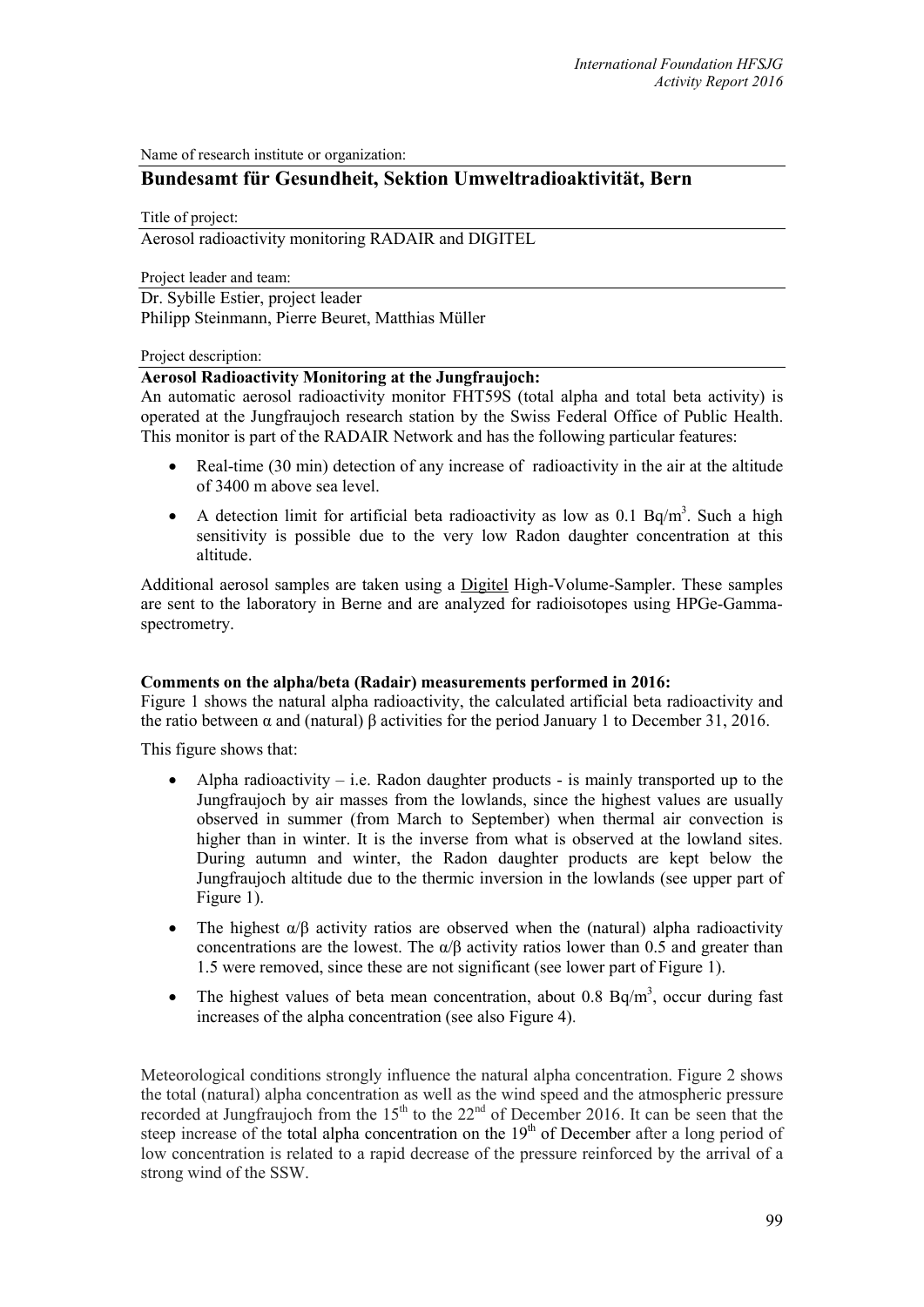Name of research institute or organization:

## Bundesamt für Gesundheit, Sektion Umweltradioaktivität, Bern

Title of project:

Aerosol radioactivity monitoring RADAIR and DIGITEL

Project leader and team:

Dr. Sybille Estier, project leader
Philipp Steinmann, Pierre Beuret, Matthias Müller

Project description:

**Aerosol Radioactivity Monitoring at the Jungfraujoch:**

An automatic aerosol radioactivity monitor FHT59S (total alpha and total beta activity) is operated at the Jungfraujoch research station by the Swiss Federal Office of Public Health. This monitor is part of the RADAIR Network and has the following particular features:

- Real-time (30 min) detection of any increase of radioactivity in the air at the altitude of 3400 m above sea level.
- A detection limit for artificial beta radioactivity as low as 0.1 Bq/m$^3$. Such a high sensitivity is possible due to the very low Radon daughter concentration at this altitude.

Additional aerosol samples are taken using a Digitel High-Volume-Sampler. These samples are sent to the laboratory in Berne and are analyzed for radioisotopes using HPGe-Gamma-spectrometry.

**Comments on the alpha/beta (Radair) measurements performed in 2016:**

Figure 1 shows the natural alpha radioactivity, the calculated artificial beta radioactivity and the ratio between $\alpha$ and (natural) $\beta$ activities for the period January 1 to December 31, 2016.

This figure shows that:

- Alpha radioactivity – i.e. Radon daughter products - is mainly transported up to the Jungfraujoch by air masses from the lowlands, since the highest values are usually observed in summer (from March to September) when thermal air convection is higher than in winter. It is the inverse from what is observed at the lowland sites. During autumn and winter, the Radon daughter products are kept below the Jungfraujoch altitude due to the thermic inversion in the lowlands (see upper part of Figure 1).
- The highest $\alpha/\beta$ activity ratios are observed when the (natural) alpha radioactivity concentrations are the lowest. The $\alpha/\beta$ activity ratios lower than 0.5 and greater than 1.5 were removed, since these are not significant (see lower part of Figure 1).
- The highest values of beta mean concentration, about 0.8 Bq/m$^3$, occur during fast increases of the alpha concentration (see also Figure 4).

Meteorological conditions strongly influence the natural alpha concentration. Figure 2 shows the total (natural) alpha concentration as well as the wind speed and the atmospheric pressure recorded at Jungfraujoch from the 15th to the 22nd of December 2016. It can be seen that the steep increase of the total alpha concentration on the 19th of December after a long period of low concentration is related to a rapid decrease of the pressure reinforced by the arrival of a strong wind of the SSW.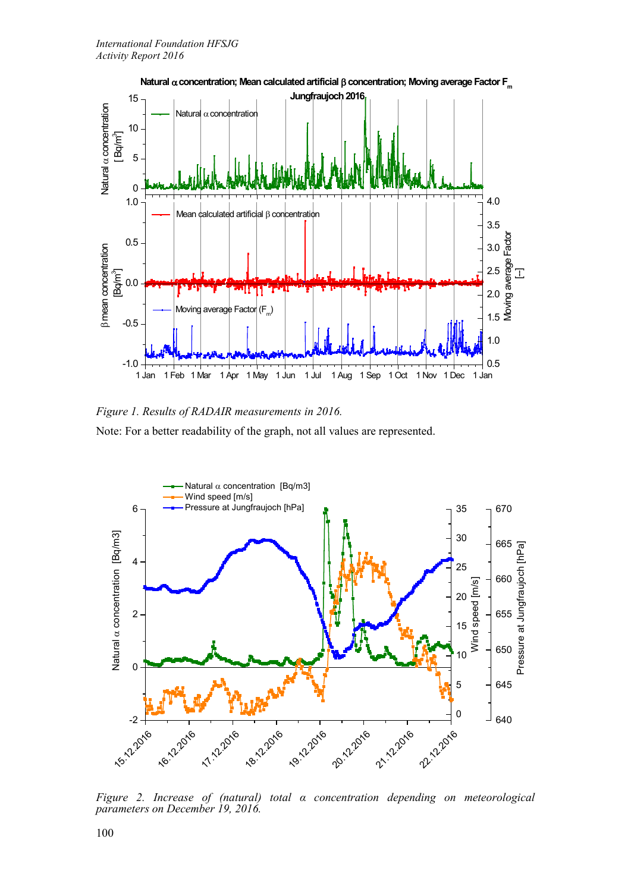*Figure 1. Results of RADAIR measurements in 2016.*

Note: For a better readability of the graph, not all values are represented.

*Figure 2. Increase of (natural) total α concentration depending on meteorological parameters on December 19, 2016.*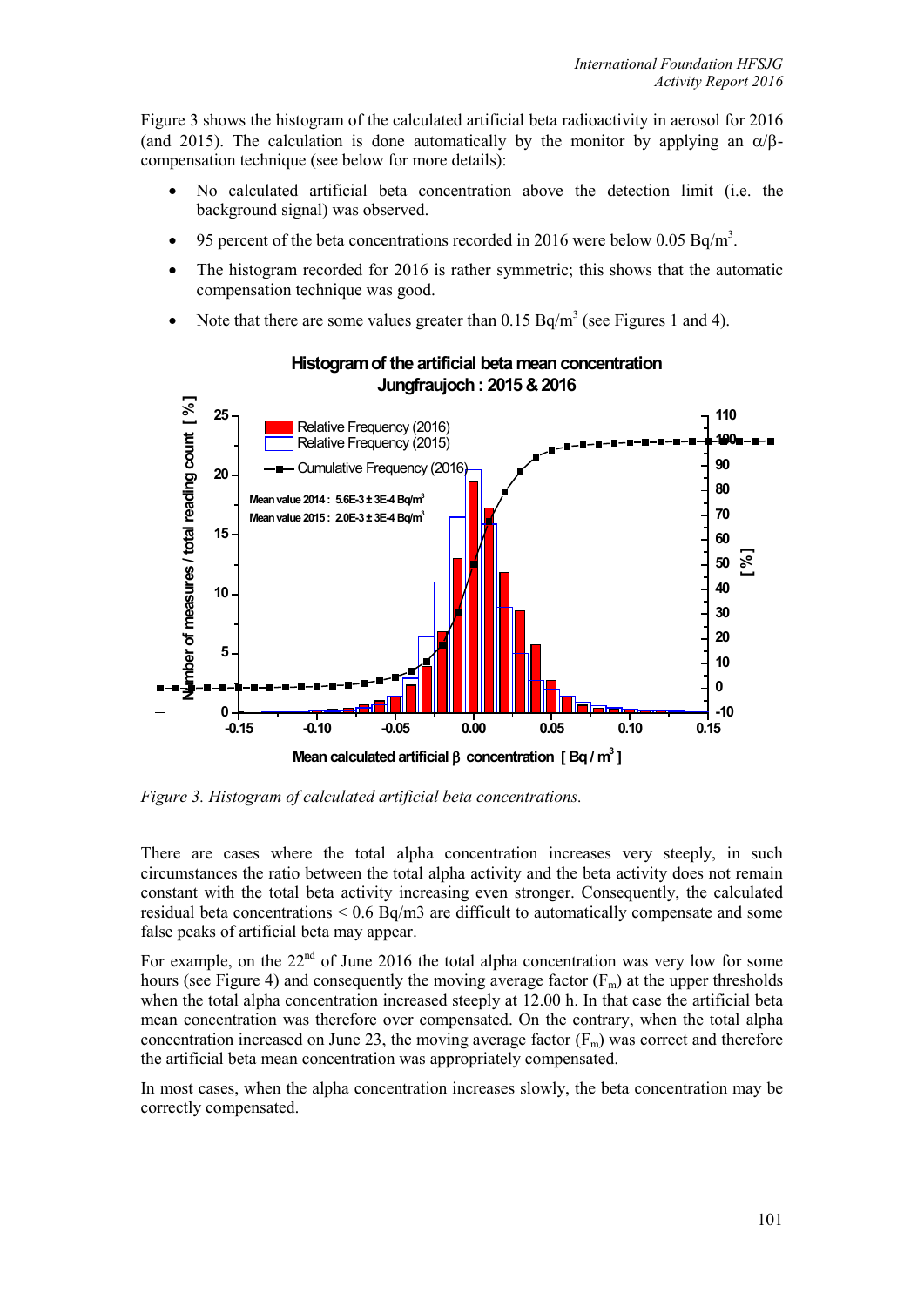Figure 3 shows the histogram of the calculated artificial beta radioactivity in aerosol for 2016 (and 2015). The calculation is done automatically by the monitor by applying an $\alpha/\beta$-compensation technique (see below for more details):

- No calculated artificial beta concentration above the detection limit (i.e. the background signal) was observed.
- 95 percent of the beta concentrations recorded in 2016 were below 0.05 $Bq/m^3$.
- The histogram recorded for 2016 is rather symmetric; this shows that the automatic compensation technique was good.
- Note that there are some values greater than 0.15 $Bq/m^3$ (see Figures 1 and 4).

*Figure 3. Histogram of calculated artificial beta concentrations.*

There are cases where the total alpha concentration increases very steeply, in such circumstances the ratio between the total alpha activity and the beta activity does not remain constant with the total beta activity increasing even stronger. Consequently, the calculated residual beta concentrations < 0.6 Bq/m3 are difficult to automatically compensate and some false peaks of artificial beta may appear.

For example, on the 22nd of June 2016 the total alpha concentration was very low for some hours (see Figure 4) and consequently the moving average factor ($F_m$) at the upper thresholds when the total alpha concentration increased steeply at 12.00 h. In that case the artificial beta mean concentration was therefore over compensated. On the contrary, when the total alpha concentration increased on June 23, the moving average factor ($F_m$) was correct and therefore the artificial beta mean concentration was appropriately compensated.

In most cases, when the alpha concentration increases slowly, the beta concentration may be correctly compensated.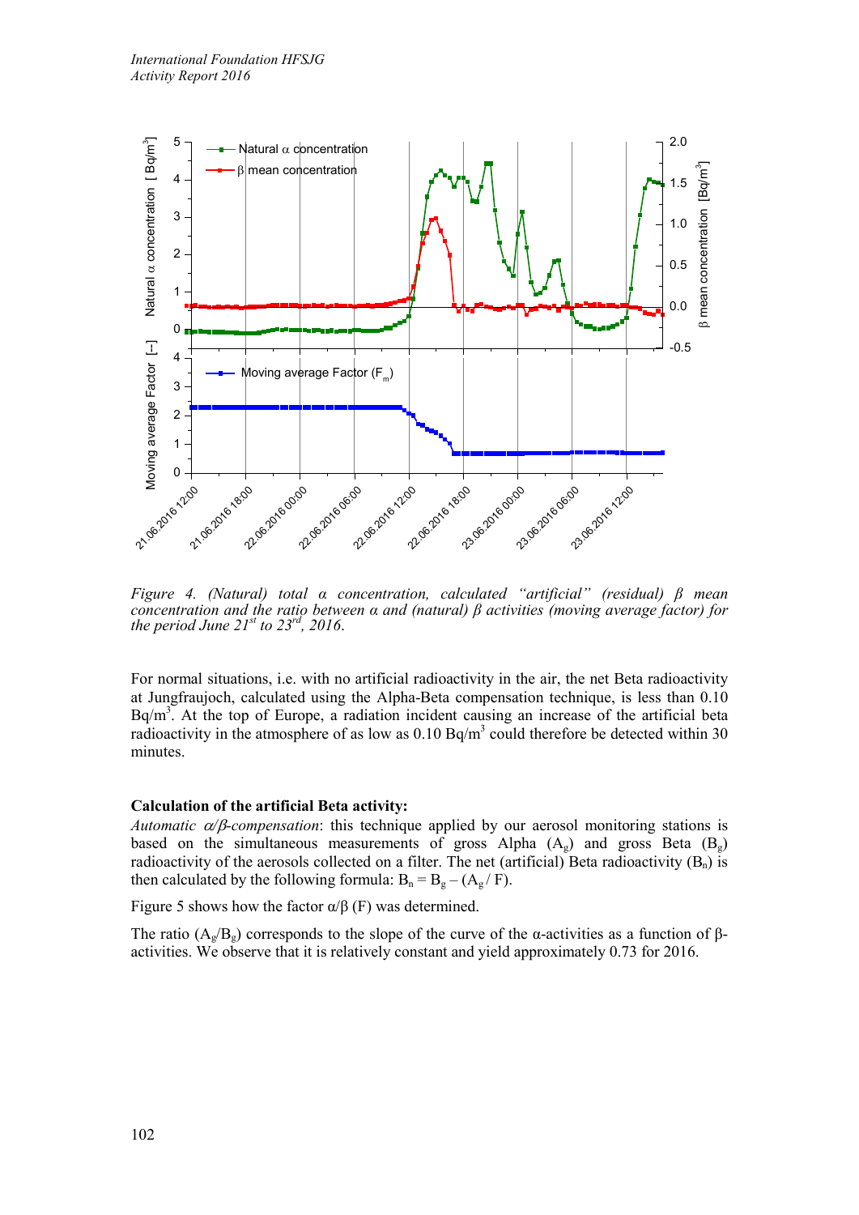*Figure 4. (Natural) total α concentration, calculated "artificial" (residual) β mean concentration and the ratio between α and (natural) β activities (moving average factor) for the period June 21st to 23rd, 2016.*

For normal situations, i.e. with no artificial radioactivity in the air, the net Beta radioactivity at Jungfraujoch, calculated using the Alpha-Beta compensation technique, is less than 0.10 $Bq/m^3$. At the top of Europe, a radiation incident causing an increase of the artificial beta radioactivity in the atmosphere of as low as 0.10 $Bq/m^3$ could therefore be detected within 30 minutes.

**Calculation of the artificial Beta activity:**

*Automatic α/β-compensation*: this technique applied by our aerosol monitoring stations is based on the simultaneous measurements of gross Alpha ($A_g$) and gross Beta ($B_g$) radioactivity of the aerosols collected on a filter. The net (artificial) Beta radioactivity ($B_n$) is then calculated by the following formula: $B_n = B_g - (A_g / F)$.

Figure 5 shows how the factor α/β (F) was determined.

The ratio ($A_g/B_g$) corresponds to the slope of the curve of the α-activities as a function of β-activities. We observe that it is relatively constant and yield approximately 0.73 for 2016.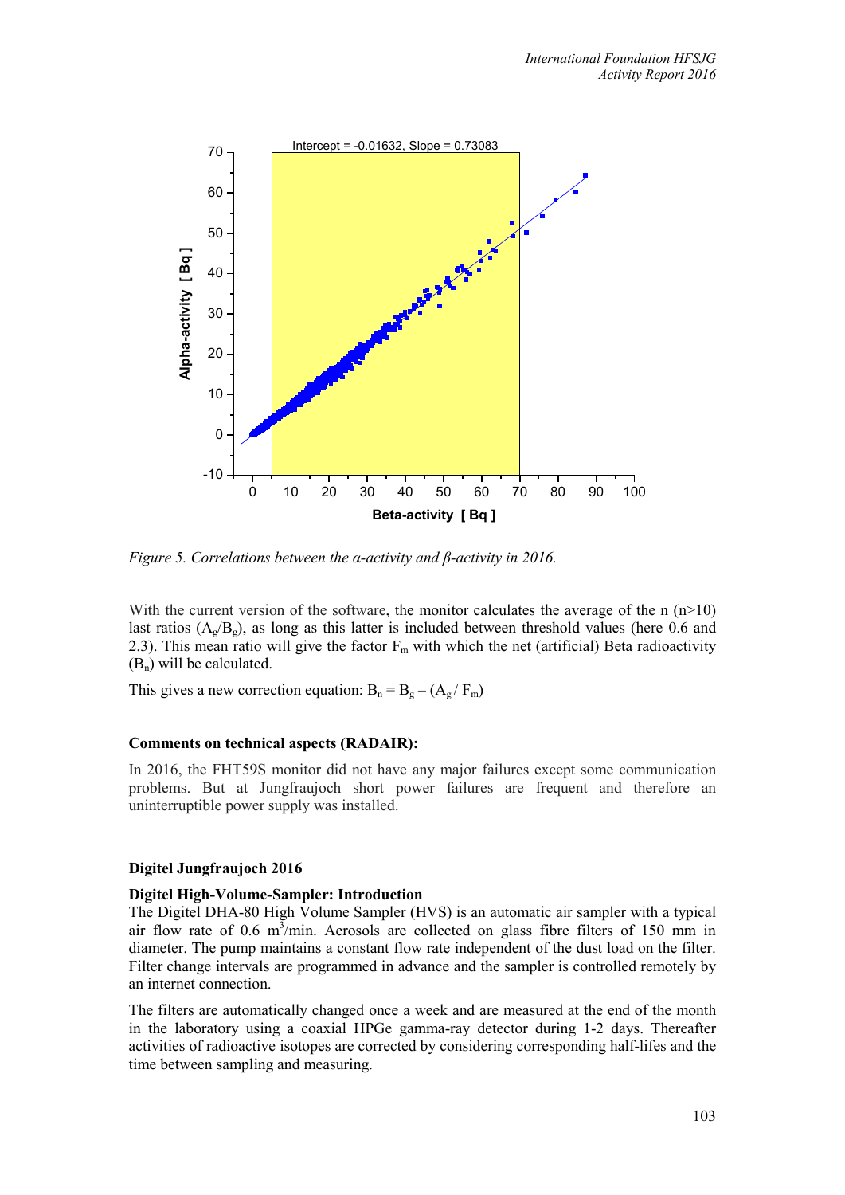Intercept = -0.01632, Slope = 0.73083

*Figure 5. Correlations between the α-activity and β-activity in 2016.*

With the current version of the software, the monitor calculates the average of the n (n>10) last ratios ($A_g/B_g$), as long as this latter is included between threshold values (here 0.6 and 2.3). This mean ratio will give the factor $F_m$ with which the net (artificial) Beta radioactivity ($B_n$) will be calculated.

This gives a new correction equation: $B_n = B_g - (A_g / F_m)$

**Comments on technical aspects (RADAIR):**

In 2016, the FHT59S monitor did not have any major failures except some communication problems. But at Jungfraujoch short power failures are frequent and therefore an uninterruptible power supply was installed.

## Digitel Jungfraujoch 2016

**Digitel High-Volume-Sampler: Introduction**

The Digitel DHA-80 High Volume Sampler (HVS) is an automatic air sampler with a typical air flow rate of 0.6 $m^3$/min. Aerosols are collected on glass fibre filters of 150 mm in diameter. The pump maintains a constant flow rate independent of the dust load on the filter. Filter change intervals are programmed in advance and the sampler is controlled remotely by an internet connection.

The filters are automatically changed once a week and are measured at the end of the month in the laboratory using a coaxial HPGe gamma-ray detector during 1-2 days. Thereafter activities of radioactive isotopes are corrected by considering corresponding half-lifes and the time between sampling and measuring.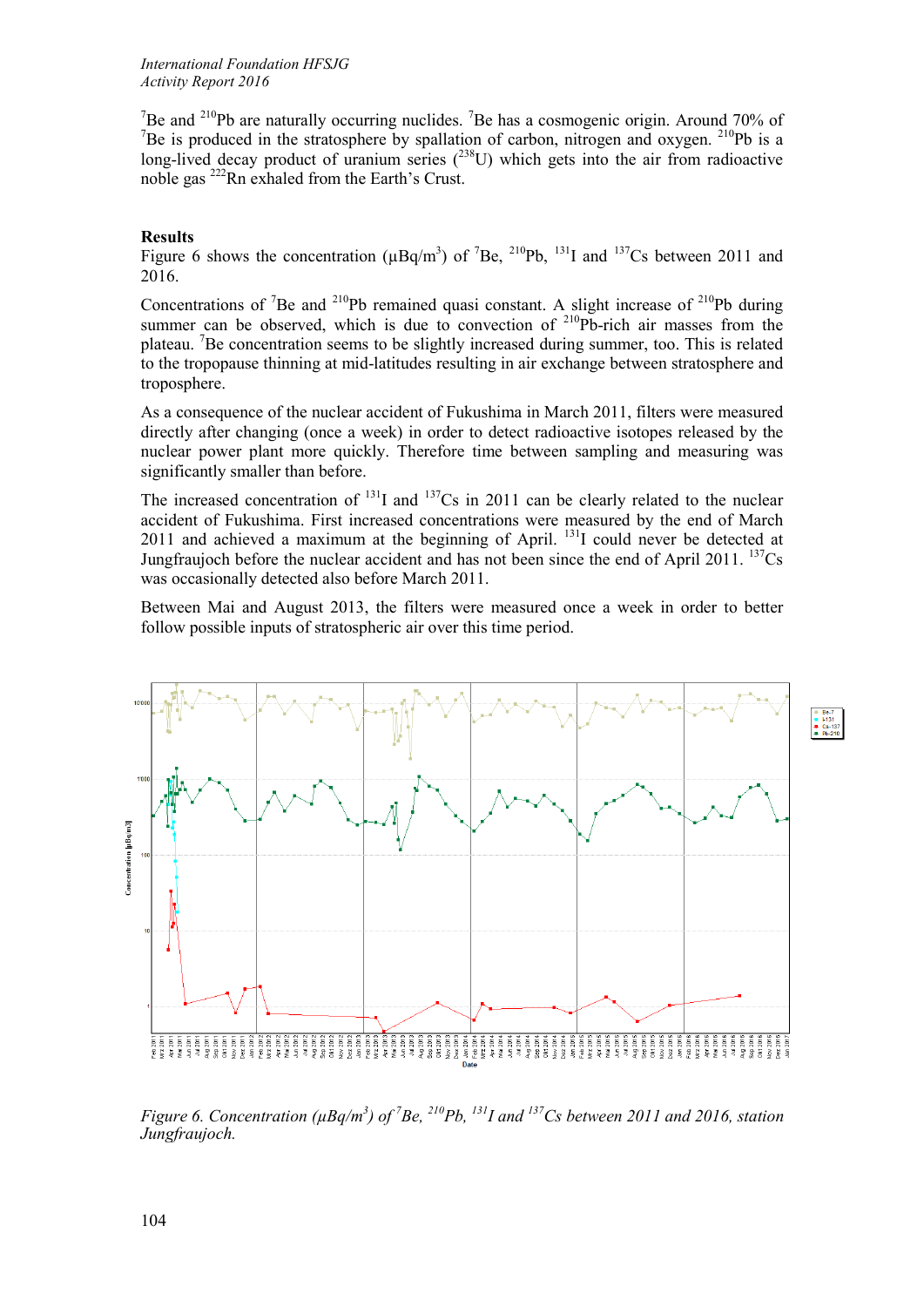$^{7}Be$ and $^{210}Pb$ are naturally occurring nuclides. $^{7}Be$ has a cosmogenic origin. Around 70% of $^{7}Be$ is produced in the stratosphere by spallation of carbon, nitrogen and oxygen. $^{210}Pb$ is a long-lived decay product of uranium series ($^{238}U$) which gets into the air from radioactive noble gas $^{222}Rn$ exhaled from the Earth's Crust.

**Results**

Figure 6 shows the concentration (µBq/m$^3$) of $^{7}Be$, $^{210}Pb$, $^{131}I$ and $^{137}Cs$ between 2011 and 2016.

Concentrations of $^{7}Be$ and $^{210}Pb$ remained quasi constant. A slight increase of $^{210}Pb$ during summer can be observed, which is due to convection of $^{210}Pb$-rich air masses from the plateau. $^{7}Be$ concentration seems to be slightly increased during summer, too. This is related to the tropopause thinning at mid-latitudes resulting in air exchange between stratosphere and troposphere.

As a consequence of the nuclear accident of Fukushima in March 2011, filters were measured directly after changing (once a week) in order to detect radioactive isotopes released by the nuclear power plant more quickly. Therefore time between sampling and measuring was significantly smaller than before.

The increased concentration of $^{131}I$ and $^{137}Cs$ in 2011 can be clearly related to the nuclear accident of Fukushima. First increased concentrations were measured by the end of March 2011 and achieved a maximum at the beginning of April. $^{131}I$ could never be detected at Jungfraujoch before the nuclear accident and has not been since the end of April 2011. $^{137}Cs$ was occasionally detected also before March 2011.

Between Mai and August 2013, the filters were measured once a week in order to better follow possible inputs of stratospheric air over this time period.

*Figure 6. Concentration (µBq/m$^3$) of $^{7}Be$, $^{210}Pb$, $^{131}I$ and $^{137}Cs$ between 2011 and 2016, station Jungfraujoch.*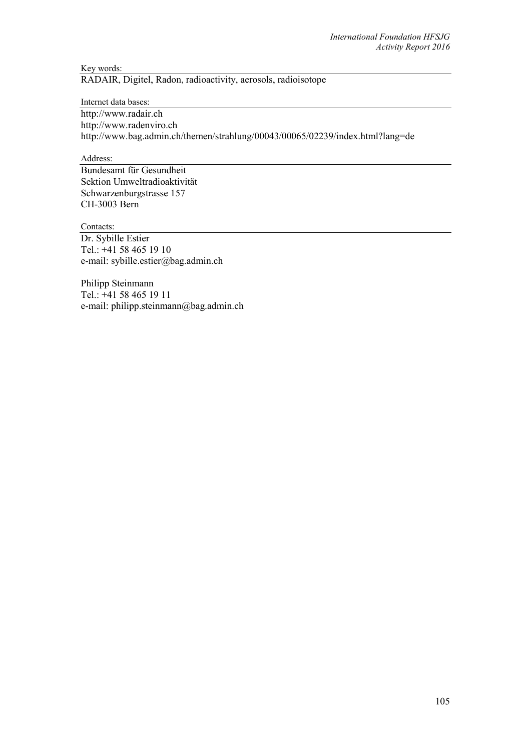Key words:

RADAIR, Digitel, Radon, radioactivity, aerosols, radioisotope

Internet data bases:

http://www.radair.ch
http://www.radenviro.ch
http://www.bag.admin.ch/themen/strahlung/00043/00065/02239/index.html?lang=de

Address:

Bundesamt für Gesundheit
Sektion Umweltradioaktivität
Schwarzenburgstrasse 157
CH-3003 Bern

Contacts:

Dr. Sybille Estier
Tel.: +41 58 465 19 10
e-mail: sybille.estier@bag.admin.ch

Philipp Steinmann
Tel.: +41 58 465 19 11
e-mail: philipp.steinmann@bag.admin.ch